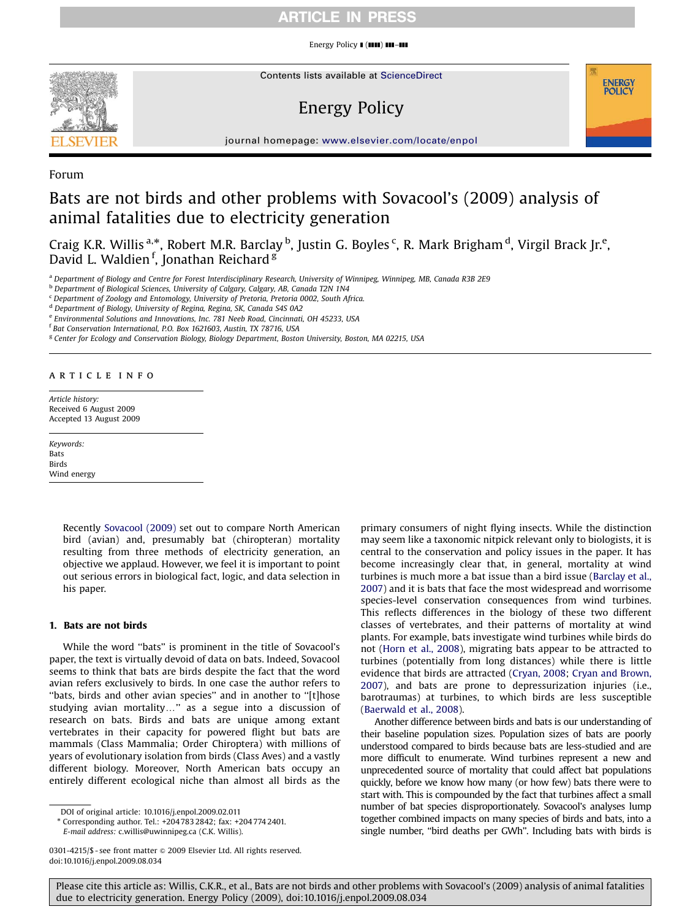Forum

# Bats are not birds and other problems with Sovacool's (2009) analysis of animal fatalities due to electricity generation

Craig K.R. Willis [a,*], Robert M.R. Barclay [b], Justin G. Boyles [c], R. Mark Brigham [d], Virgil Brack Jr.[e], David L. Waldien [f], Jonathan Reichard [g]

[a] Department of Biology and Centre for Forest Interdisciplinary Research, University of Winnipeg, Winnipeg, MB, Canada R3B 2E9
[b] Department of Biological Sciences, University of Calgary, Calgary, AB, Canada T2N 1N4
[c] Department of Zoology and Entomology, University of Pretoria, Pretoria 0002, South Africa.
[d] Department of Biology, University of Regina, Regina, SK, Canada S4S 0A2
[e] Environmental Solutions and Innovations, Inc. 781 Neeb Road, Cincinnati, OH 45233, USA
[f] Bat Conservation International, P.O. Box 1621603, Austin, TX 78716, USA
[g] Center for Ecology and Conservation Biology, Biology Department, Boston University, Boston, MA 02215, USA

**ARTICLE INFO**

*Article history:*
Received 6 August 2009
Accepted 13 August 2009

*Keywords:*
Bats
Birds
Wind energy

Recently Sovacool (2009) set out to compare North American bird (avian) and, presumably bat (chiropteran) mortality resulting from three methods of electricity generation, an objective we applaud. However, we feel it is important to point out serious errors in biological fact, logic, and data selection in his paper.

## 1. Bats are not birds

While the word "bats" is prominent in the title of Sovacool's paper, the text is virtually devoid of data on bats. Indeed, Sovacool seems to think that bats are birds despite the fact that the word avian refers exclusively to birds. In one case the author refers to "bats, birds and other avian species" and in another to "[t]hose studying avian mortality..." as a segue into a discussion of research on bats. Birds and bats are unique among extant vertebrates in their capacity for powered flight but bats are mammals (Class Mammalia; Order Chiroptera) with millions of years of evolutionary isolation from birds (Class Aves) and a vastly different biology. Moreover, North American bats occupy an entirely different ecological niche than almost all birds as the primary consumers of night flying insects. While the distinction may seem like a taxonomic nitpick relevant only to biologists, it is central to the conservation and policy issues in the paper. It has become increasingly clear that, in general, mortality at wind turbines is much more a bat issue than a bird issue (Barclay et al., 2007) and it is bats that face the most widespread and worrisome species-level conservation consequences from wind turbines. This reflects differences in the biology of these two different classes of vertebrates, and their patterns of mortality at wind plants. For example, bats investigate wind turbines while birds do not (Horn et al., 2008), migrating bats appear to be attracted to turbines (potentially from long distances) while there is little evidence that birds are attracted (Cryan, 2008; Cryan and Brown, 2007), and bats are prone to depressurization injuries (i.e., barotraumas) at turbines, to which birds are less susceptible (Baerwald et al., 2008).

Another difference between birds and bats is our understanding of their baseline population sizes. Population sizes of bats are poorly understood compared to birds because bats are less-studied and are more difficult to enumerate. Wind turbines represent a new and unprecedented source of mortality that could affect bat populations quickly, before we know how many (or how few) bats there were to start with. This is compounded by the fact that turbines affect a small number of bat species disproportionately. Sovacool's analyses lump together combined impacts on many species of birds and bats, into a single number, "bird deaths per GWh". Including bats with birds is

DOI of original article: 10.1016/j.enpol.2009.02.011
* Corresponding author. Tel.: +204 783 2842; fax: +204 774 2401.
*E-mail address:* c.willis@uwinnipeg.ca (C.K. Willis).

0301-4215/$ - see front matter © 2009 Elsevier Ltd. All rights reserved.
doi:10.1016/j.enpol.2009.08.034

Please cite this article as: Willis, C.K.R., et al., Bats are not birds and other problems with Sovacool's (2009) analysis of animal fatalities due to electricity generation. Energy Policy (2009), doi:10.1016/j.enpol.2009.08.034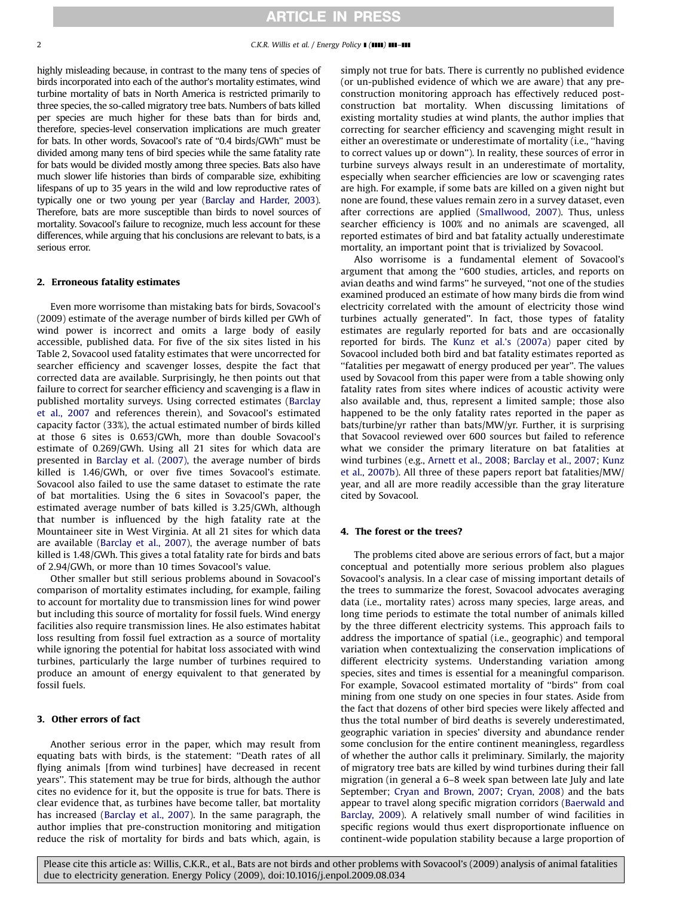highly misleading because, in contrast to the many tens of species of birds incorporated into each of the author's mortality estimates, wind turbine mortality of bats in North America is restricted primarily to three species, the so-called migratory tree bats. Numbers of bats killed per species are much higher for these bats than for birds and, therefore, species-level conservation implications are much greater for bats. In other words, Sovacool's rate of "0.4 birds/GWh" must be divided among many tens of bird species while the same fatality rate for bats would be divided mostly among three species. Bats also have much slower life histories than birds of comparable size, exhibiting lifespans of up to 35 years in the wild and low reproductive rates of typically one or two young per year (Barclay and Harder, 2003). Therefore, bats are more susceptible than birds to novel sources of mortality. Sovacool's failure to recognize, much less account for these differences, while arguing that his conclusions are relevant to bats, is a serious error.

## 2. Erroneous fatality estimates

Even more worrisome than mistaking bats for birds, Sovacool's (2009) estimate of the average number of birds killed per GWh of wind power is incorrect and omits a large body of easily accessible, published data. For five of the six sites listed in his Table 2, Sovacool used fatality estimates that were uncorrected for searcher efficiency and scavenger losses, despite the fact that corrected data are available. Surprisingly, he then points out that failure to correct for searcher efficiency and scavenging is a flaw in published mortality surveys. Using corrected estimates (Barclay et al., 2007 and references therein), and Sovacool's estimated capacity factor (33%), the actual estimated number of birds killed at those 6 sites is 0.653/GWh, more than double Sovacool's estimate of 0.269/GWh. Using all 21 sites for which data are presented in Barclay et al. (2007), the average number of birds killed is 1.46/GWh, or over five times Sovacool's estimate. Sovacool also failed to use the same dataset to estimate the rate of bat mortalities. Using the 6 sites in Sovacool's paper, the estimated average number of bats killed is 3.25/GWh, although that number is influenced by the high fatality rate at the Mountaineer site in West Virginia. At all 21 sites for which data are available (Barclay et al., 2007), the average number of bats killed is 1.48/GWh. This gives a total fatality rate for birds and bats of 2.94/GWh, or more than 10 times Sovacool's value.

Other smaller but still serious problems abound in Sovacool's comparison of mortality estimates including, for example, failing to account for mortality due to transmission lines for wind power but including this source of mortality for fossil fuels. Wind energy facilities also require transmission lines. He also estimates habitat loss resulting from fossil fuel extraction as a source of mortality while ignoring the potential for habitat loss associated with wind turbines, particularly the large number of turbines required to produce an amount of energy equivalent to that generated by fossil fuels.

## 3. Other errors of fact

Another serious error in the paper, which may result from equating bats with birds, is the statement: "Death rates of all flying animals [from wind turbines] have decreased in recent years". This statement may be true for birds, although the author cites no evidence for it, but the opposite is true for bats. There is clear evidence that, as turbines have become taller, bat mortality has increased (Barclay et al., 2007). In the same paragraph, the author implies that pre-construction monitoring and mitigation reduce the risk of mortality for birds and bats which, again, is simply not true for bats. There is currently no published evidence (or un-published evidence of which we are aware) that any pre-construction monitoring approach has effectively reduced post-construction bat mortality. When discussing limitations of existing mortality studies at wind plants, the author implies that correcting for searcher efficiency and scavenging might result in either an overestimate or underestimate of mortality (i.e., "having to correct values up or down"). In reality, these sources of error in turbine surveys always result in an underestimate of mortality, especially when searcher efficiencies are low or scavenging rates are high. For example, if some bats are killed on a given night but none are found, these values remain zero in a survey dataset, even after corrections are applied (Smallwood, 2007). Thus, unless searcher efficiency is 100% and no animals are scavenged, all reported estimates of bird and bat fatality actually underestimate mortality, an important point that is trivialized by Sovacool.

Also worrisome is a fundamental element of Sovacool's argument that among the "600 studies, articles, and reports on avian deaths and wind farms" he surveyed, "not one of the studies examined produced an estimate of how many birds die from wind electricity correlated with the amount of electricity those wind turbines actually generated". In fact, those types of fatality estimates are regularly reported for bats and are occasionally reported for birds. The Kunz et al.'s (2007a) paper cited by Sovacool included both bird and bat fatality estimates reported as "fatalities per megawatt of energy produced per year". The values used by Sovacool from this paper were from a table showing only fatality rates from sites where indices of acoustic activity were also available and, thus, represent a limited sample; those also happened to be the only fatality rates reported in the paper as bats/turbine/yr rather than bats/MW/yr. Further, it is surprising that Sovacool reviewed over 600 sources but failed to reference what we consider the primary literature on bat fatalities at wind turbines (e.g., Arnett et al., 2008; Barclay et al., 2007; Kunz et al., 2007b). All three of these papers report bat fatalities/MW/year, and all are more readily accessible than the gray literature cited by Sovacool.

## 4. The forest or the trees?

The problems cited above are serious errors of fact, but a major conceptual and potentially more serious problem also plagues Sovacool's analysis. In a clear case of missing important details of the trees to summarize the forest, Sovacool advocates averaging data (i.e., mortality rates) across many species, large areas, and long time periods to estimate the total number of animals killed by the three different electricity systems. This approach fails to address the importance of spatial (i.e., geographic) and temporal variation when contextualizing the conservation implications of different electricity systems. Understanding variation among species, sites and times is essential for a meaningful comparison. For example, Sovacool estimated mortality of "birds" from coal mining from one study on one species in four states. Aside from the fact that dozens of other bird species were likely affected and thus the total number of bird deaths is severely underestimated, geographic variation in species' diversity and abundance render some conclusion for the entire continent meaningless, regardless of whether the author calls it preliminary. Similarly, the majority of migratory tree bats are killed by wind turbines during their fall migration (in general a 6–8 week span between late July and late September; Cryan and Brown, 2007; Cryan, 2008) and the bats appear to travel along specific migration corridors (Baerwald and Barclay, 2009). A relatively small number of wind facilities in specific regions would thus exert disproportionate influence on continent-wide population stability because a large proportion of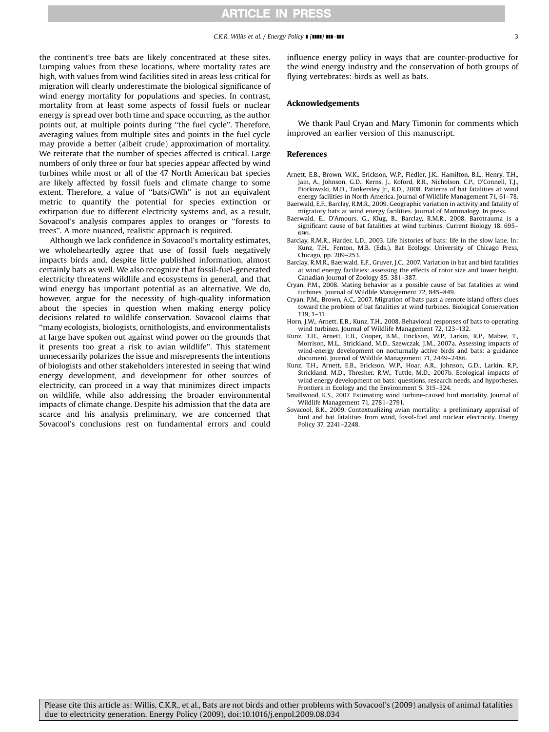the continent's tree bats are likely concentrated at these sites. Lumping values from these locations, where mortality rates are high, with values from wind facilities sited in areas less critical for migration will clearly underestimate the biological significance of wind energy mortality for populations and species. In contrast, mortality from at least some aspects of fossil fuels or nuclear energy is spread over both time and space occurring, as the author points out, at multiple points during "the fuel cycle". Therefore, averaging values from multiple sites and points in the fuel cycle may provide a better (albeit crude) approximation of mortality. We reiterate that the number of species affected is critical. Large numbers of only three or four bat species appear affected by wind turbines while most or all of the 47 North American bat species are likely affected by fossil fuels and climate change to some extent. Therefore, a value of "bats/GWh" is not an equivalent metric to quantify the potential for species extinction or extirpation due to different electricity systems and, as a result, Sovacool's analysis compares apples to oranges or "forests to trees". A more nuanced, realistic approach is required.

Although we lack confidence in Sovacool's mortality estimates, we wholeheartedly agree that use of fossil fuels negatively impacts birds and, despite little published information, almost certainly bats as well. We also recognize that fossil-fuel-generated electricity threatens wildlife and ecosystems in general, and that wind energy has important potential as an alternative. We do, however, argue for the necessity of high-quality information about the species in question when making energy policy decisions related to wildlife conservation. Sovacool claims that "many ecologists, biologists, ornithologists, and environmentalists at large have spoken out against wind power on the grounds that it presents too great a risk to avian wildlife". This statement unnecessarily polarizes the issue and misrepresents the intentions of biologists and other stakeholders interested in seeing that wind energy development, and development for other sources of electricity, can proceed in a way that minimizes direct impacts on wildlife, while also addressing the broader environmental impacts of climate change. Despite his admission that the data are scarce and his analysis preliminary, we are concerned that Sovacool's conclusions rest on fundamental errors and could influence energy policy in ways that are counter-productive for the wind energy industry and the conservation of both groups of flying vertebrates: birds as well as bats.

## Acknowledgements

We thank Paul Cryan and Mary Timonin for comments which improved an earlier version of this manuscript.

## References

Arnett, E.B., Brown, W.K., Erickson, W.P., Fiedler, J.K., Hamilton, B.L., Henry, T.H., Jain, A., Johnson, G.D., Kerns, J., Koford, R.R., Nicholson, C.P., O'Connell, T.J., Piorkowski, M.D., Tankersley Jr., R.D., 2008. Patterns of bat fatalities at wind energy facilities in North America. Journal of Wildlife Management 71, 61–78.

Baerwald, E.F., Barclay, R.M.R., 2009. Geographic variation in activity and fatality of migratory bats at wind energy facilities. Journal of Mammalogy. In press.

Baerwald, E., D'Amours, G., Klug, B., Barclay, R.M.R., 2008. Barotrauma is a significant cause of bat fatalities at wind turbines. Current Biology 18, 695–696.

Barclay, R.M.R., Harder, L.D., 2003. Life histories of bats: life in the slow lane. In: Kunz, T.H., Fenton, M.B. (Eds.), Bat Ecology. University of Chicago Press, Chicago, pp. 209–253.

Barclay, R.M.R., Baerwald, E.F., Gruver, J.C., 2007. Variation in bat and bird fatalities at wind energy facilities: assessing the effects of rotor size and tower height. Canadian Journal of Zoology 85, 381–387.

Cryan, P.M., 2008. Mating behavior as a possible cause of bat fatalities at wind turbines. Journal of Wildlife Management 72, 845–849.

Cryan, P.M., Brown, A.C., 2007. Migration of bats past a remote island offers clues toward the problem of bat fatalities at wind turbines. Biological Conservation 139, 1–11.

Horn, J.W., Arnett, E.B., Kunz, T.H., 2008. Behavioral responses of bats to operating wind turbines. Journal of Wildlife Management 72, 123–132.

Kunz, T.H., Arnett, E.B., Cooper, B.M., Erickson, W.P., Larkin, R.P., Mabee, T., Morrison, M.L., Strickland, M.D., Szewczak, J.M., 2007a. Assessing impacts of wind-energy development on nocturnally active birds and bats: a guidance document. Journal of Wildlife Management 71, 2449–2486.

Kunz, T.H., Arnett, E.B., Erickson, W.P., Hoar, A.R., Johnson, G.D., Larkin, R.P., Strickland, M.D., Thresher, R.W., Tuttle, M.D., 2007b. Ecological impacts of wind energy development on bats: questions, research needs, and hypotheses. Frontiers in Ecology and the Environment 5, 315–324.

Smallwood, K.S., 2007. Estimating wind turbine-caused bird mortality. Journal of Wildlife Management 71, 2781–2791.

Sovacool, B.K., 2009. Contextualizing avian mortality: a preliminary appraisal of bird and bat fatalities from wind, fossil-fuel and nuclear electricity. Energy Policy 37, 2241–2248.